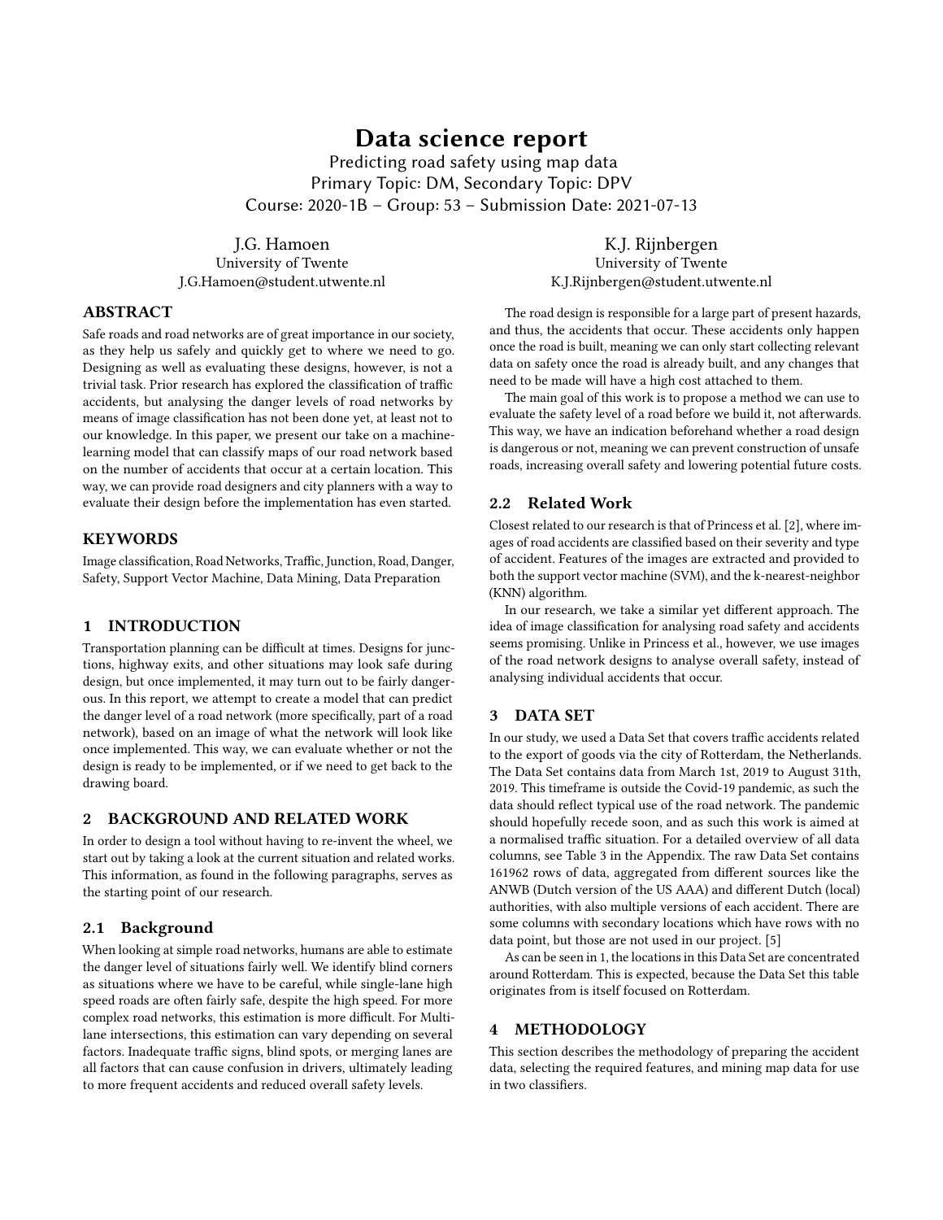# Data science report

Predicting road safety using map data
Primary Topic: DM, Secondary Topic: DPV
Course: 2020-1B – Group: 53 – Submission Date: 2021-07-13

J.G. Hamoen
University of Twente
J.G.Hamoen@student.utwente.nl

K.J. Rijnbergen
University of Twente
K.J.Rijnbergen@student.utwente.nl

## ABSTRACT

Safe roads and road networks are of great importance in our society, as they help us safely and quickly get to where we need to go. Designing as well as evaluating these designs, however, is not a trivial task. Prior research has explored the classification of traffic accidents, but analysing the danger levels of road networks by means of image classification has not been done yet, at least not to our knowledge. In this paper, we present our take on a machine-learning model that can classify maps of our road network based on the number of accidents that occur at a certain location. This way, we can provide road designers and city planners with a way to evaluate their design before the implementation has even started.

## KEYWORDS

Image classification, Road Networks, Traffic, Junction, Road, Danger, Safety, Support Vector Machine, Data Mining, Data Preparation

## 1 INTRODUCTION

Transportation planning can be difficult at times. Designs for junctions, highway exits, and other situations may look safe during design, but once implemented, it may turn out to be fairly dangerous. In this report, we attempt to create a model that can predict the danger level of a road network (more specifically, part of a road network), based on an image of what the network will look like once implemented. This way, we can evaluate whether or not the design is ready to be implemented, or if we need to get back to the drawing board.

## 2 BACKGROUND AND RELATED WORK

In order to design a tool without having to re-invent the wheel, we start out by taking a look at the current situation and related works. This information, as found in the following paragraphs, serves as the starting point of our research.

### 2.1 Background

When looking at simple road networks, humans are able to estimate the danger level of situations fairly well. We identify blind corners as situations where we have to be careful, while single-lane high speed roads are often fairly safe, despite the high speed. For more complex road networks, this estimation is more difficult. For Multi-lane intersections, this estimation can vary depending on several factors. Inadequate traffic signs, blind spots, or merging lanes are all factors that can cause confusion in drivers, ultimately leading to more frequent accidents and reduced overall safety levels.

The road design is responsible for a large part of present hazards, and thus, the accidents that occur. These accidents only happen once the road is built, meaning we can only start collecting relevant data on safety once the road is already built, and any changes that need to be made will have a high cost attached to them.

The main goal of this work is to propose a method we can use to evaluate the safety level of a road before we build it, not afterwards. This way, we have an indication beforehand whether a road design is dangerous or not, meaning we can prevent construction of unsafe roads, increasing overall safety and lowering potential future costs.

### 2.2 Related Work

Closest related to our research is that of Princess et al. [2], where images of road accidents are classified based on their severity and type of accident. Features of the images are extracted and provided to both the support vector machine (SVM), and the k-nearest-neighbor (KNN) algorithm.

In our research, we take a similar yet different approach. The idea of image classification for analysing road safety and accidents seems promising. Unlike in Princess et al., however, we use images of the road network designs to analyse overall safety, instead of analysing individual accidents that occur.

## 3 DATA SET

In our study, we used a Data Set that covers traffic accidents related to the export of goods via the city of Rotterdam, the Netherlands. The Data Set contains data from March 1st, 2019 to August 31th, 2019. This timeframe is outside the Covid-19 pandemic, as such the data should reflect typical use of the road network. The pandemic should hopefully recede soon, and as such this work is aimed at a normalised traffic situation. For a detailed overview of all data columns, see Table 3 in the Appendix. The raw Data Set contains 161962 rows of data, aggregated from different sources like the ANWB (Dutch version of the US AAA) and different Dutch (local) authorities, with also multiple versions of each accident. There are some columns with secondary locations which have rows with no data point, but those are not used in our project. [5]

As can be seen in 1, the locations in this Data Set are concentrated around Rotterdam. This is expected, because the Data Set this table originates from is itself focused on Rotterdam.

## 4 METHODOLOGY

This section describes the methodology of preparing the accident data, selecting the required features, and mining map data for use in two classifiers.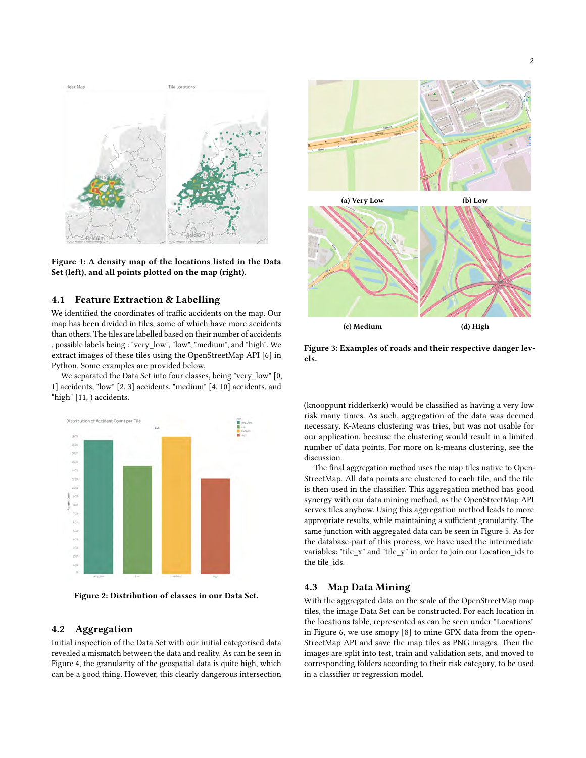Figure 1: A density map of the locations listed in the Data Set (left), and all points plotted on the map (right).

### 4.1 Feature Extraction & Labelling

We identified the coordinates of traffic accidents on the map. Our map has been divided in tiles, some of which have more accidents than others. The tiles are labelled based on their number of accidents , possible labels being : "very_low", "low", "medium", and "high". We extract images of these tiles using the OpenStreetMap API [6] in Python. Some examples are provided below.

We separated the Data Set into four classes, being "very_low" [0, 1] accidents, "low" [2, 3] accidents, "medium" [4, 10] accidents, and "high" [11, ) accidents.

Figure 2: Distribution of classes in our Data Set.

### 4.2 Aggregation

Initial inspection of the Data Set with our initial categorised data revealed a mismatch between the data and reality. As can be seen in Figure 4, the granularity of the geospatial data is quite high, which can be a good thing. However, this clearly dangerous intersection (knooppunt ridderkerk) would be classified as having a very low risk many times. As such, aggregation of the data was deemed necessary. K-Means clustering was tries, but was not usable for our application, because the clustering would result in a limited number of data points. For more on k-means clustering, see the discussion.

The final aggregation method uses the map tiles native to OpenStreetMap. All data points are clustered to each tile, and the tile is then used in the classifier. This aggregation method has good synergy with our data mining method, as the OpenStreetMap API serves tiles anyhow. Using this aggregation method leads to more appropriate results, while maintaining a sufficient granularity. The same junction with aggregated data can be seen in Figure 5. As for the database-part of this process, we have used the intermediate variables: "tile_x" and "tile_y" in order to join our Location_ids to the tile_ids.

(a) Very Low (b) Low (c) Medium (d) High

Figure 3: Examples of roads and their respective danger levels.

### 4.3 Map Data Mining

With the aggregated data on the scale of the OpenStreetMap map tiles, the image Data Set can be constructed. For each location in the locations table, represented as can be seen under "Locations" in Figure 6, we use smopy [8] to mine GPX data from the openStreetMap API and save the map tiles as PNG images. Then the images are split into test, train and validation sets, and moved to corresponding folders according to their risk category, to be used in a classifier or regression model.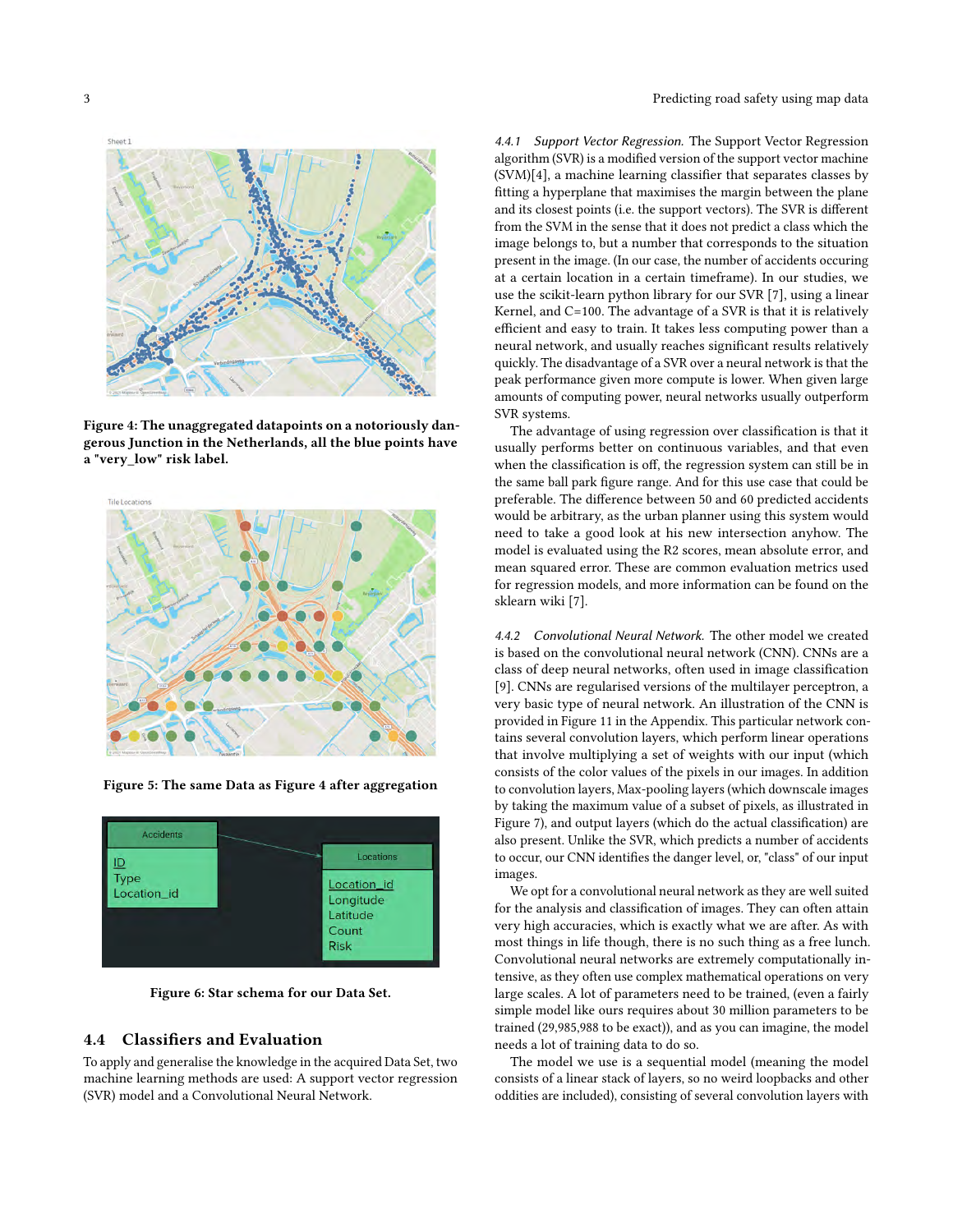**Figure 4: The unaggregated datapoints on a notoriously dangerous Junction in the Netherlands, all the blue points have a "very_low" risk label.**

**Figure 5: The same Data as Figure 4 after aggregation**

**Figure 6: Star schema for our Data Set.**

## 4.4 Classifiers and Evaluation

To apply and generalise the knowledge in the acquired Data Set, two machine learning methods are used: A support vector regression (SVR) model and a Convolutional Neural Network.

### 4.4.1 *Support Vector Regression.*

The Support Vector Regression algorithm (SVR) is a modified version of the support vector machine (SVM)[4], a machine learning classifier that separates classes by fitting a hyperplane that maximises the margin between the plane and its closest points (i.e. the support vectors). The SVR is different from the SVM in the sense that it does not predict a class which the image belongs to, but a number that corresponds to the situation present in the image. (In our case, the number of accidents occuring at a certain location in a certain timeframe). In our studies, we use the scikit-learn python library for our SVR [7], using a linear Kernel, and C=100. The advantage of a SVR is that it is relatively efficient and easy to train. It takes less computing power than a neural network, and usually reaches significant results relatively quickly. The disadvantage of a SVR over a neural network is that the peak performance given more compute is lower. When given large amounts of computing power, neural networks usually outperform SVR systems.

The advantage of using regression over classification is that it usually performs better on continuous variables, and that even when the classification is off, the regression system can still be in the same ball park figure range. And for this use case that could be preferable. The difference between 50 and 60 predicted accidents would be arbitrary, as the urban planner using this system would need to take a good look at his new intersection anyhow. The model is evaluated using the R2 scores, mean absolute error, and mean squared error. These are common evaluation metrics used for regression models, and more information can be found on the sklearn wiki [7].

### 4.4.2 *Convolutional Neural Network.*

The other model we created is based on the convolutional neural network (CNN). CNNs are a class of deep neural networks, often used in image classification [9]. CNNs are regularised versions of the multilayer perceptron, a very basic type of neural network. An illustration of the CNN is provided in Figure 11 in the Appendix. This particular network contains several convolution layers, which perform linear operations that involve multiplying a set of weights with our input (which consists of the color values of the pixels in our images. In addition to convolution layers, Max-pooling layers (which downscale images by taking the maximum value of a subset of pixels, as illustrated in Figure 7), and output layers (which do the actual classification) are also present. Unlike the SVR, which predicts a number of accidents to occur, our CNN identifies the danger level, or, "class" of our input images.

We opt for a convolutional neural network as they are well suited for the analysis and classification of images. They can often attain very high accuracies, which is exactly what we are after. As with most things in life though, there is no such thing as a free lunch. Convolutional neural networks are extremely computationally intensive, as they often use complex mathematical operations on very large scales. A lot of parameters need to be trained, (even a fairly simple model like ours requires about 30 million parameters to be trained (29,985,988 to be exact)), and as you can imagine, the model needs a lot of training data to do so.

The model we use is a sequential model (meaning the model consists of a linear stack of layers, so no weird loopbacks and other oddities are included), consisting of several convolution layers with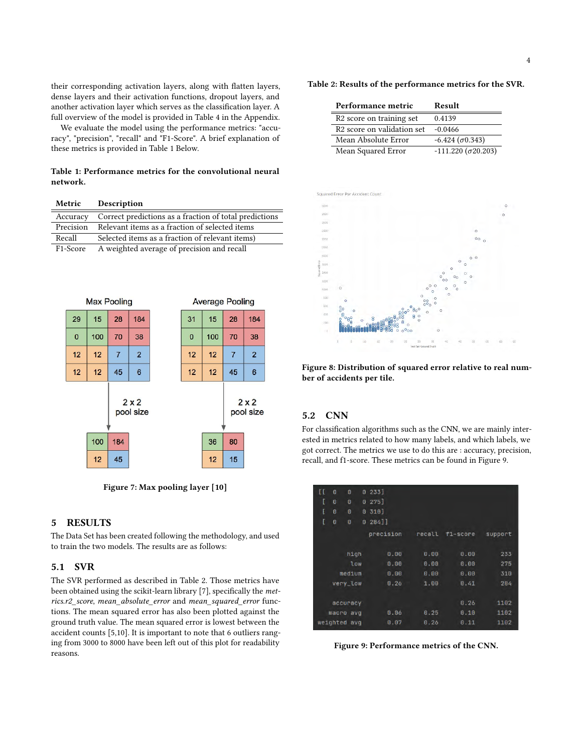their corresponding activation layers, along with flatten layers, dense layers and their activation functions, dropout layers, and another activation layer which serves as the classification layer. A full overview of the model is provided in Table 4 in the Appendix.

We evaluate the model using the performance metrics: "accuracy", "precision", "recall" and "F1-Score". A brief explanation of these metrics is provided in Table 1 Below.

**Table 1: Performance metrics for the convolutional neural network.**

| Metric | Description |
| --- | --- |
| Accuracy | Correct predictions as a fraction of total predictions |
| Precision | Relevant items as a fraction of selected items |
| Recall | Selected items as a fraction of relevant items) |
| F1-Score | A weighted average of precision and recall |

**Figure 7: Max pooling layer [10]**

## 5 RESULTS

The Data Set has been created following the methodology, and used to train the two models. The results are as follows:

### 5.1 SVR

The SVR performed as described in Table 2. Those metrics have been obtained using the scikit-learn library [7], specifically the *metrics.r2_score*, *mean_absolute_error* and *mean_squared_error* functions. The mean squared error has also been plotted against the ground truth value. The mean squared error is lowest between the accident counts [5,10]. It is important to note that 6 outliers ranging from 3000 to 8000 have been left out of this plot for readability reasons.

**Table 2: Results of the performance metrics for the SVR.**

| Performance metric | Result |
| --- | --- |
| R2 score on training set | 0.4139 |
| R2 score on validation set | -0.0466 |
| Mean Absolute Error | -6.424 ($\sigma$0.343) |
| Mean Squared Error | -111.220 ($\sigma$20.203) |

**Figure 8: Distribution of squared error relative to real number of accidents per tile.**

### 5.2 CNN

For classification algorithms such as the CNN, we are mainly interested in metrics related to how many labels, and which labels, we got correct. The metrics we use to do this are : accuracy, precision, recall, and f1-score. These metrics can be found in Figure 9.

```
[[  0   0   0 233]
 [  0   0   0 275]
 [  0   0   0 310]
 [  0   0   0 284]]
              precision    recall  f1-score   support

        high       0.00      0.00      0.00       233
         low       0.00      0.00      0.00       275
      medium       0.00      0.00      0.00       310
    very_low       0.26      1.00      0.41       284

    accuracy                           0.26      1102
   macro avg       0.06      0.25      0.10      1102
weighted avg       0.07      0.26      0.11      1102
```

**Figure 9: Performance metrics of the CNN.**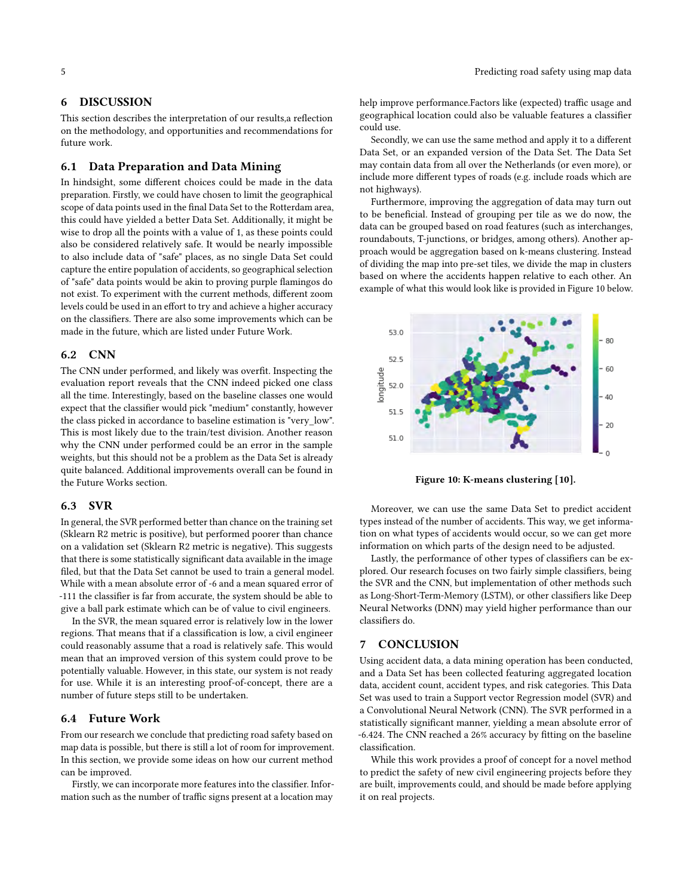## 6 DISCUSSION

This section describes the interpretation of our results,a reflection on the methodology, and opportunities and recommendations for future work.

### 6.1 Data Preparation and Data Mining

In hindsight, some different choices could be made in the data preparation. Firstly, we could have chosen to limit the geographical scope of data points used in the final Data Set to the Rotterdam area, this could have yielded a better Data Set. Additionally, it might be wise to drop all the points with a value of 1, as these points could also be considered relatively safe. It would be nearly impossible to also include data of "safe" places, as no single Data Set could capture the entire population of accidents, so geographical selection of "safe" data points would be akin to proving purple flamingos do not exist. To experiment with the current methods, different zoom levels could be used in an effort to try and achieve a higher accuracy on the classifiers. There are also some improvements which can be made in the future, which are listed under Future Work.

### 6.2 CNN

The CNN under performed, and likely was overfit. Inspecting the evaluation report reveals that the CNN indeed picked one class all the time. Interestingly, based on the baseline classes one would expect that the classifier would pick "medium" constantly, however the class picked in accordance to baseline estimation is "very_low". This is most likely due to the train/test division. Another reason why the CNN under performed could be an error in the sample weights, but this should not be a problem as the Data Set is already quite balanced. Additional improvements overall can be found in the Future Works section.

### 6.3 SVR

In general, the SVR performed better than chance on the training set (Sklearn R2 metric is positive), but performed poorer than chance on a validation set (Sklearn R2 metric is negative). This suggests that there is some statistically significant data available in the image filed, but that the Data Set cannot be used to train a general model. While with a mean absolute error of -6 and a mean squared error of -111 the classifier is far from accurate, the system should be able to give a ball park estimate which can be of value to civil engineers.

In the SVR, the mean squared error is relatively low in the lower regions. That means that if a classification is low, a civil engineer could reasonably assume that a road is relatively safe. This would mean that an improved version of this system could prove to be potentially valuable. However, in this state, our system is not ready for use. While it is an interesting proof-of-concept, there are a number of future steps still to be undertaken.

### 6.4 Future Work

From our research we conclude that predicting road safety based on map data is possible, but there is still a lot of room for improvement. In this section, we provide some ideas on how our current method can be improved.

Firstly, we can incorporate more features into the classifier. Information such as the number of traffic signs present at a location may help improve performance.Factors like (expected) traffic usage and geographical location could also be valuable features a classifier could use.

Secondly, we can use the same method and apply it to a different Data Set, or an expanded version of the Data Set. The Data Set may contain data from all over the Netherlands (or even more), or include more different types of roads (e.g. include roads which are not highways).

Furthermore, improving the aggregation of data may turn out to be beneficial. Instead of grouping per tile as we do now, the data can be grouped based on road features (such as interchanges, roundabouts, T-junctions, or bridges, among others). Another approach would be aggregation based on k-means clustering. Instead of dividing the map into pre-set tiles, we divide the map in clusters based on where the accidents happen relative to each other. An example of what this would look like is provided in Figure 10 below.

**Figure 10: K-means clustering [10].**

Moreover, we can use the same Data Set to predict accident types instead of the number of accidents. This way, we get information on what types of accidents would occur, so we can get more information on which parts of the design need to be adjusted.

Lastly, the performance of other types of classifiers can be explored. Our research focuses on two fairly simple classifiers, being the SVR and the CNN, but implementation of other methods such as Long-Short-Term-Memory (LSTM), or other classifiers like Deep Neural Networks (DNN) may yield higher performance than our classifiers do.

## 7 CONCLUSION

Using accident data, a data mining operation has been conducted, and a Data Set has been collected featuring aggregated location data, accident count, accident types, and risk categories. This Data Set was used to train a Support vector Regression model (SVR) and a Convolutional Neural Network (CNN). The SVR performed in a statistically significant manner, yielding a mean absolute error of -6.424. The CNN reached a 26% accuracy by fitting on the baseline classification.

While this work provides a proof of concept for a novel method to predict the safety of new civil engineering projects before they are built, improvements could, and should be made before applying it on real projects.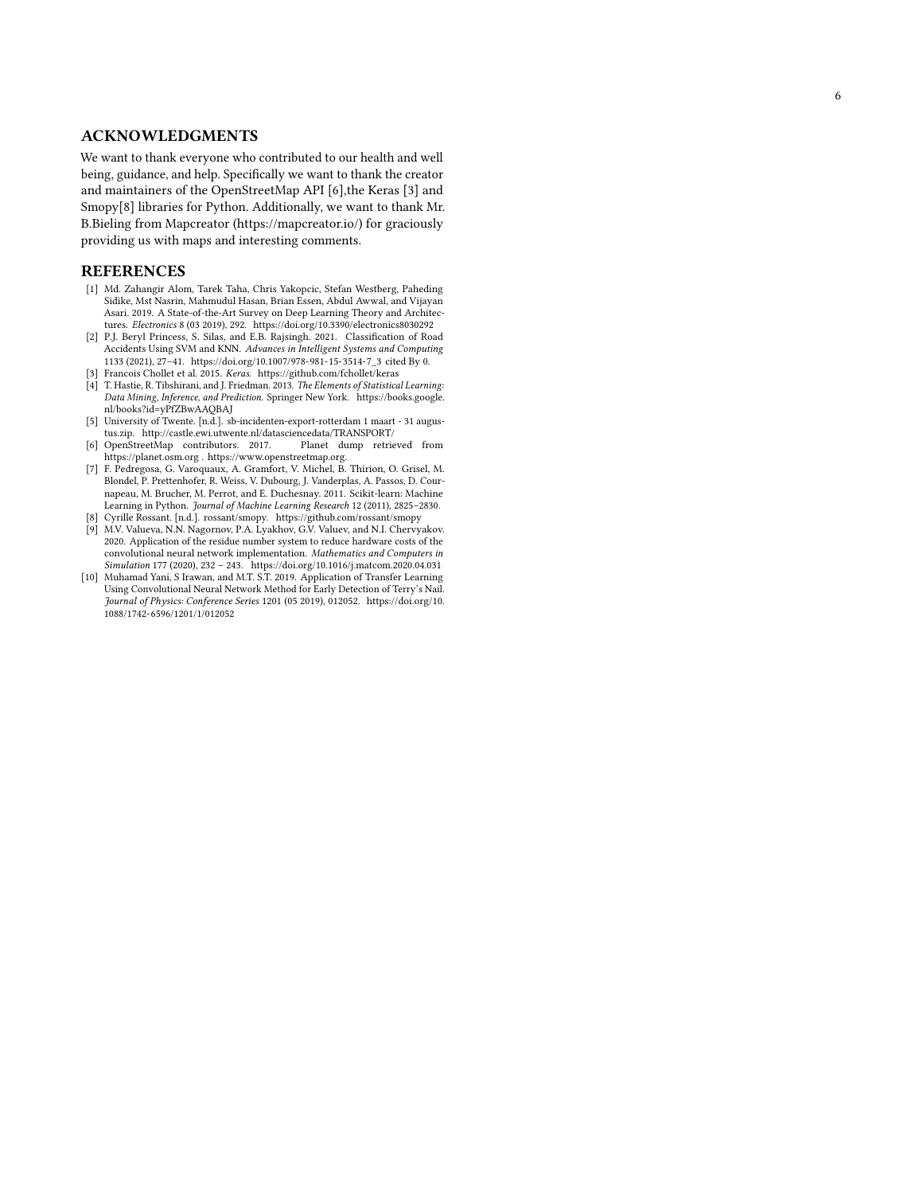## ACKNOWLEDGMENTS

We want to thank everyone who contributed to our health and well being, guidance, and help. Specifically we want to thank the creator and maintainers of the OpenStreetMap API [6],the Keras [3] and Smopy[8] libraries for Python. Additionally, we want to thank Mr. B.Bieling from Mapcreator (https://mapcreator.io/) for graciously providing us with maps and interesting comments.

## REFERENCES

[1] Md. Zahangir Alom, Tarek Taha, Chris Yakopcic, Stefan Westberg, Paheding Sidike, Mst Nasrin, Mahmudul Hasan, Brian Essen, Abdul Awwal, and Vijayan Asari. 2019. A State-of-the-Art Survey on Deep Learning Theory and Architectures. *Electronics* 8 (03 2019), 292. https://doi.org/10.3390/electronics8030292

[2] P.J. Beryl Princess, S. Silas, and E.B. Rajsingh. 2021. Classification of Road Accidents Using SVM and KNN. *Advances in Intelligent Systems and Computing* 1133 (2021), 27–41. https://doi.org/10.1007/978-981-15-3514-7_3 cited By 0.

[3] Francois Chollet et al. 2015. *Keras*. https://github.com/fchollet/keras

[4] T. Hastie, R. Tibshirani, and J. Friedman. 2013. *The Elements of Statistical Learning: Data Mining, Inference, and Prediction.* Springer New York. https://books.google.nl/books?id=yPfZBwAAQBAJ

[5] University of Twente. [n.d.]. sb-incidenten-export-rotterdam 1 maart - 31 augustus.zip. http://castle.ewi.utwente.nl/datasciencedata/TRANSPORT/

[6] OpenStreetMap contributors. 2017. Planet dump retrieved from https://planet.osm.org . https://www.openstreetmap.org.

[7] F. Pedregosa, G. Varoquaux, A. Gramfort, V. Michel, B. Thirion, O. Grisel, M. Blondel, P. Prettenhofer, R. Weiss, V. Dubourg, J. Vanderplas, A. Passos, D. Cournapeau, M. Brucher, M. Perrot, and E. Duchesnay. 2011. Scikit-learn: Machine Learning in Python. *Journal of Machine Learning Research* 12 (2011), 2825–2830.

[8] Cyrille Rossant. [n.d.]. rossant/smopy. https://github.com/rossant/smopy

[9] M.V. Valueva, N.N. Nagornov, P.A. Lyakhov, G.V. Valuev, and N.I. Chervyakov. 2020. Application of the residue number system to reduce hardware costs of the convolutional neural network implementation. *Mathematics and Computers in Simulation* 177 (2020), 232 – 243. https://doi.org/10.1016/j.matcom.2020.04.031

[10] Muhamad Yani, S Irawan, and M.T. S.T. 2019. Application of Transfer Learning Using Convolutional Neural Network Method for Early Detection of Terry's Nail. *Journal of Physics: Conference Series* 1201 (05 2019), 012052. https://doi.org/10.1088/1742-6596/1201/1/012052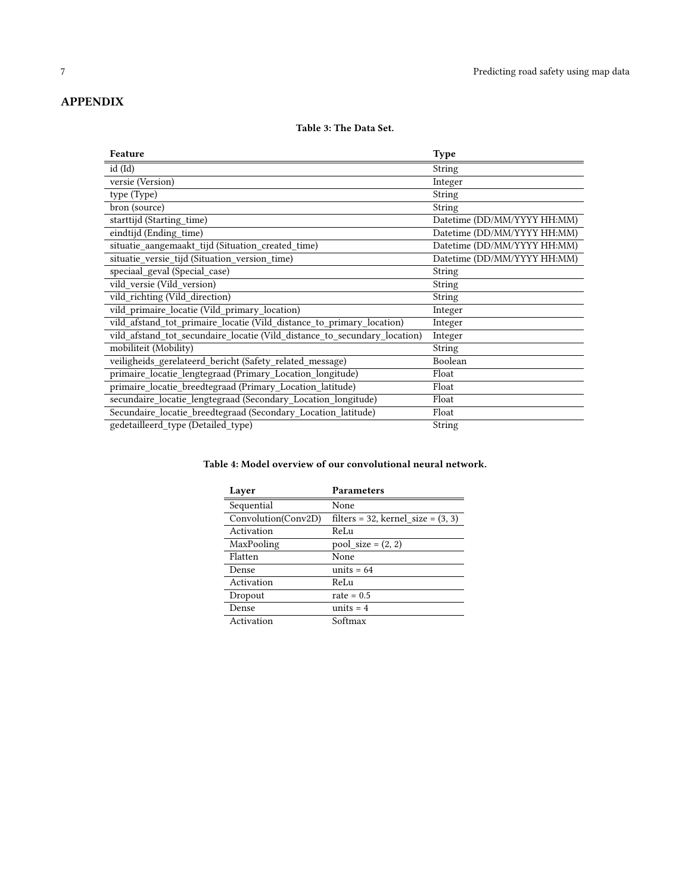# APPENDIX

**Table 3: The Data Set.**

| Feature | Type |
|---|---|
| id (Id) | String |
| versie (Version) | Integer |
| type (Type) | String |
| bron (source) | String |
| starttijd (Starting_time) | Datetime (DD/MM/YYYY HH:MM) |
| eindtijd (Ending_time) | Datetime (DD/MM/YYYY HH:MM) |
| situatie_aangemaakt_tijd (Situation_created_time) | Datetime (DD/MM/YYYY HH:MM) |
| situatie_versie_tijd (Situation_version_time) | Datetime (DD/MM/YYYY HH:MM) |
| speciaal_geval (Special_case) | String |
| vild_versie (Vild_version) | String |
| vild_richting (Vild_direction) | String |
| vild_primaire_locatie (Vild_primary_location) | Integer |
| vild_afstand_tot_primaire_locatie (Vild_distance_to_primary_location) | Integer |
| vild_afstand_tot_secundaire_locatie (Vild_distance_to_secundary_location) | Integer |
| mobiliteit (Mobility) | String |
| veiligheids_gerelateerd_bericht (Safety_related_message) | Boolean |
| primaire_locatie_lengtegraad (Primary_Location_longitude) | Float |
| primaire_locatie_breedtegraad (Primary_Location_latitude) | Float |
| secundaire_locatie_lengtegraad (Secondary_Location_longitude) | Float |
| Secundaire_locatie_breedtegraad (Secondary_Location_latitude) | Float |
| gedetailleerd_type (Detailed_type) | String |

**Table 4: Model overview of our convolutional neural network.**

| Layer | Parameters |
|---|---|
| Sequential | None |
| Convolution(Conv2D) | filters = 32, kernel_size = (3, 3) |
| Activation | ReLu |
| MaxPooling | pool_size = (2, 2) |
| Flatten | None |
| Dense | units = 64 |
| Activation | ReLu |
| Dropout | rate = 0.5 |
| Dense | units = 4 |
| Activation | Softmax |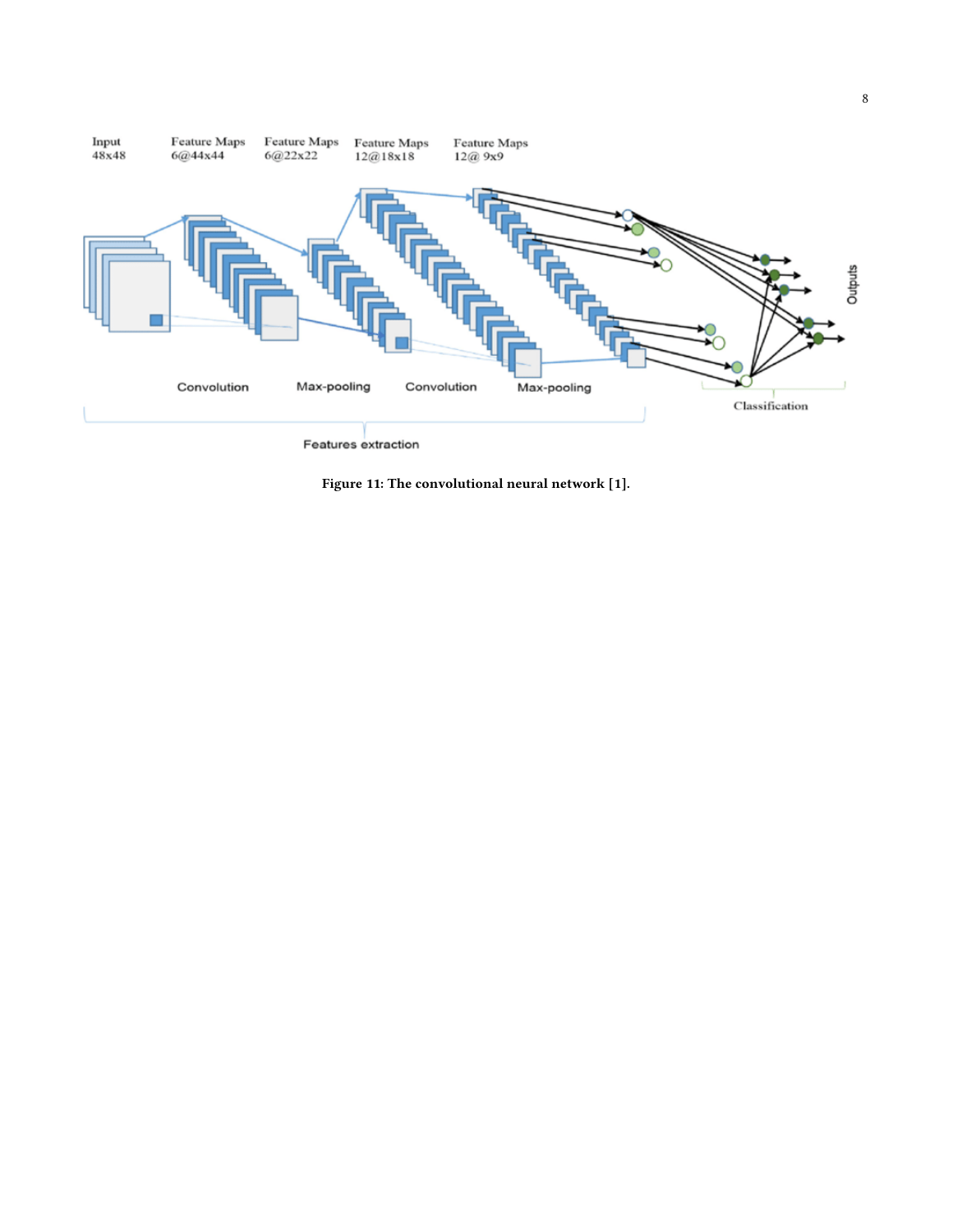Input
48x48

Feature Maps
6@44x44

Feature Maps
6@22x22

Feature Maps
12@18x18

Feature Maps
12@ 9x9

Convolution

Max-pooling

Convolution

Max-pooling

Features extraction

Classification

Outputs

**Figure 11: The convolutional neural network [1].**